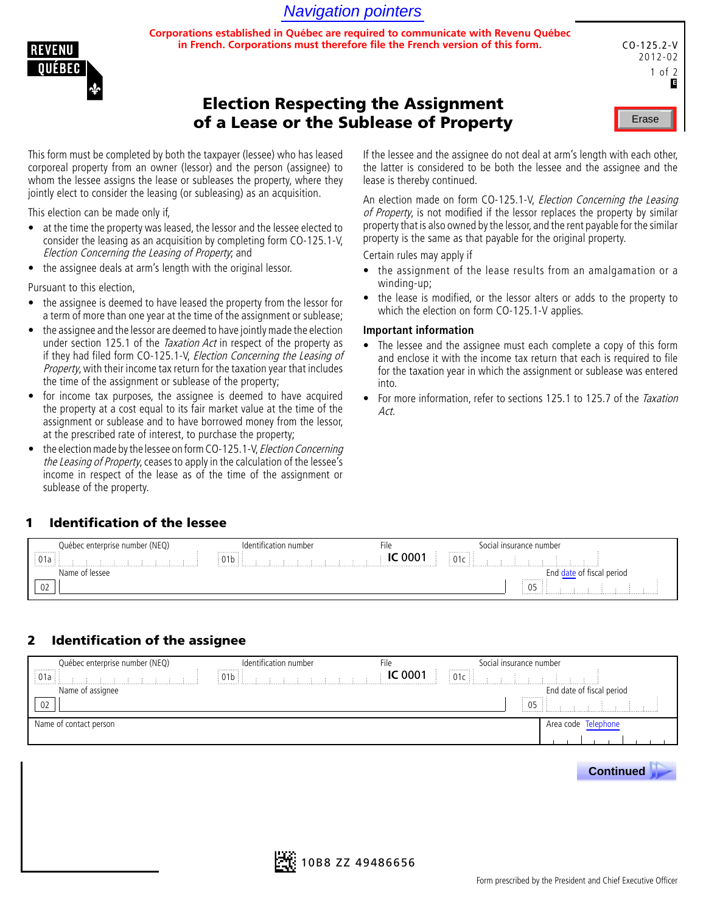Navigation pointers

**Corporations established in Québec are required to communicate with Revenu Québec in French. Corporations must therefore file the French version of this form.**

REVENU QUÉBEC

CO-125.2-V
2012-02

Erase

# Election Respecting the Assignment of a Lease or the Sublease of Property

This form must be completed by both the taxpayer (lessee) who has leased corporeal property from an owner (lessor) and the person (assignee) to whom the lessee assigns the lease or subleases the property, where they jointly elect to consider the leasing (or subleasing) as an acquisition.

This election can be made only if,

- at the time the property was leased, the lessor and the lessee elected to consider the leasing as an acquisition by completing form CO-125.1-V, *Election Concerning the Leasing of Property*; and
- the assignee deals at arm's length with the original lessor.

Pursuant to this election,

- the assignee is deemed to have leased the property from the lessor for a term of more than one year at the time of the assignment or sublease;
- the assignee and the lessor are deemed to have jointly made the election under section 125.1 of the *Taxation Act* in respect of the property as if they had filed form CO-125.1-V, *Election Concerning the Leasing of Property*, with their income tax return for the taxation year that includes the time of the assignment or sublease of the property;
- for income tax purposes, the assignee is deemed to have acquired the property at a cost equal to its fair market value at the time of the assignment or sublease and to have borrowed money from the lessor, at the prescribed rate of interest, to purchase the property;
- the election made by the lessee on form CO-125.1-V, *Election Concerning the Leasing of Property*, ceases to apply in the calculation of the lessee's income in respect of the lease as of the time of the assignment or sublease of the property.

If the lessee and the assignee do not deal at arm's length with each other, the latter is considered to be both the lessee and the assignee and the lease is thereby continued.

An election made on form CO-125.1-V, *Election Concerning the Leasing of Property*, is not modified if the lessor replaces the property by similar property that is also owned by the lessor, and the rent payable for the similar property is the same as that payable for the original property.

Certain rules may apply if

- the assignment of the lease results from an amalgamation or a winding-up;
- the lease is modified, or the lessor alters or adds to the property to which the election on form CO-125.1-V applies.

**Important information**

- The lessee and the assignee must each complete a copy of this form and enclose it with the income tax return that each is required to file for the taxation year in which the assignment or sublease was entered into.
- For more information, refer to sections 125.1 to 125.7 of the *Taxation Act*.

## 1 Identification of the lessee

| Québec enterprise number (NEQ) | Identification number | File | Social insurance number |
|---|---|---|---|
| 01a | 01b | IC 0001 | 01c |

| Name of lessee | End date of fiscal period |
|---|---|
| 02 | 05 |

## 2 Identification of the assignee

| Québec enterprise number (NEQ) | Identification number | File | Social insurance number |
|---|---|---|---|
| 01a | 01b | IC 0001 | 01c |

| Name of assignee | End date of fiscal period |
|---|---|
| 02 | 05 |

| Name of contact person | Area code Telephone |
|---|---|
| | |

Continued

10B8 ZZ 49486656

Form prescribed by the President and Chief Executive Officer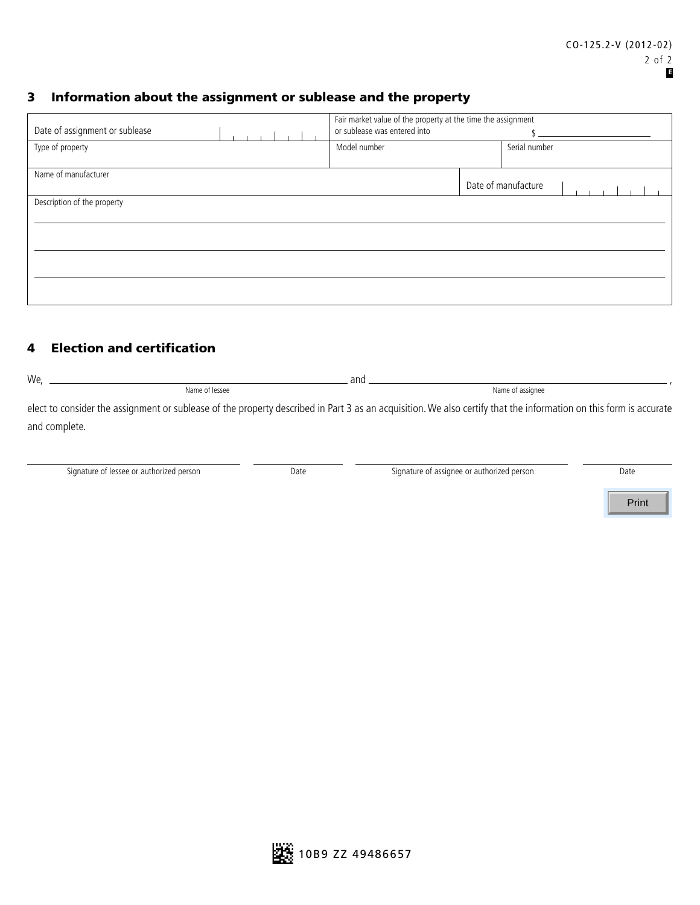## 3 Information about the assignment or sublease and the property

| | | |
|---|---|---|
| Date of assignment or sublease | Fair market value of the property at the time the assignment or sublease was entered into $ | |
| Type of property | Model number | Serial number |
| Name of manufacturer | | Date of manufacture |
| Description of the property | | |

## 4 Election and certification

We, \_\_\_\_\_\_\_\_\_\_\_\_\_\_\_\_\_\_\_\_ (Name of lessee) and \_\_\_\_\_\_\_\_\_\_\_\_\_\_\_\_\_\_\_\_ (Name of assignee),

elect to consider the assignment or sublease of the property described in Part 3 as an acquisition. We also certify that the information on this form is accurate and complete.

| Signature of lessee or authorized person | Date | Signature of assignee or authorized person | Date |
|---|---|---|---|
| | | | |

Print

10B9 ZZ 49486657